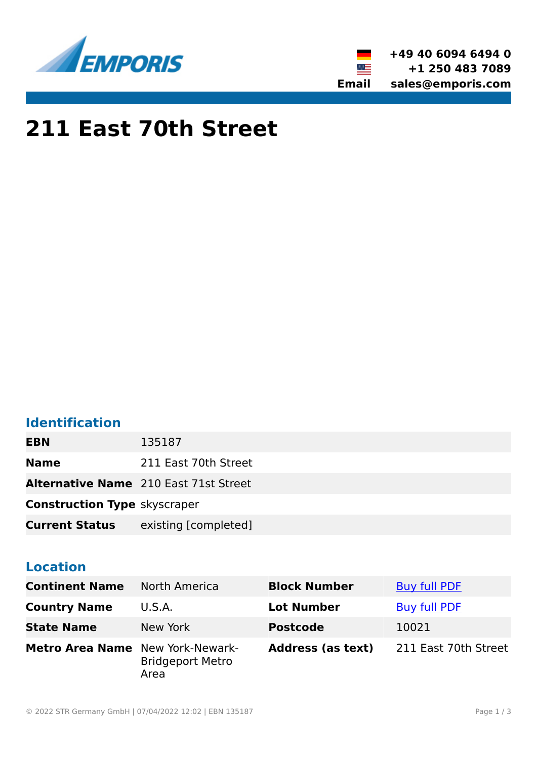# 211 East 70th Street

## Identification

| | |
|---|---|
| **EBN** | 135187 |
| **Name** | 211 East 70th Street |
| **Alternative Name** | 210 East 71st Street |
| **Construction Type** | skyscraper |
| **Current Status** | existing [completed] |

## Location

| | | | |
|---|---|---|---|
| **Continent Name** | North America | **Block Number** | Buy full PDF |
| **Country Name** | U.S.A. | **Lot Number** | Buy full PDF |
| **State Name** | New York | **Postcode** | 10021 |
| **Metro Area Name** | New York-Newark-Bridgeport Metro Area | **Address (as text)** | 211 East 70th Street |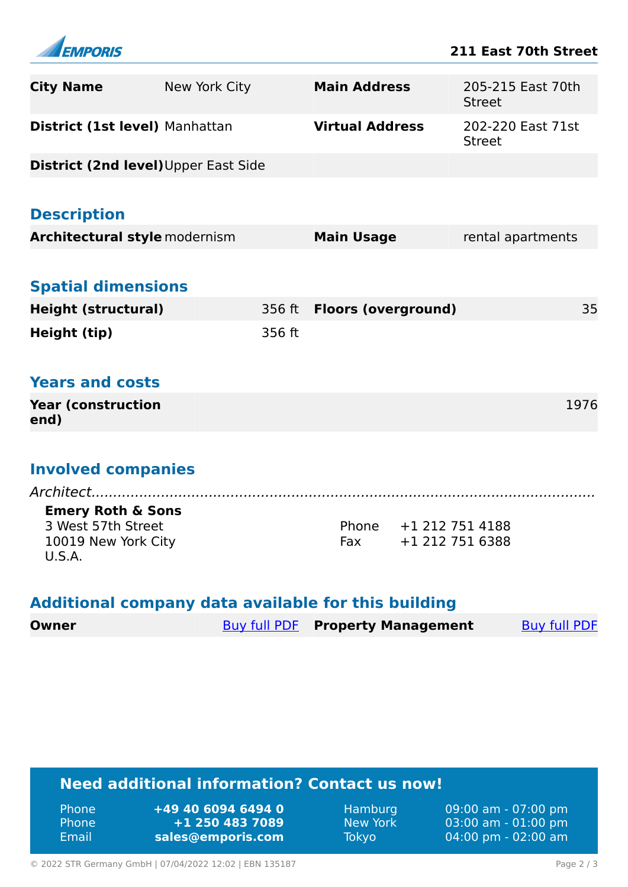| | | | |
|---|---|---|---|
| **City Name** | New York City | **Main Address** | 205-215 East 70th Street |
| **District (1st level)** | Manhattan | **Virtual Address** | 202-220 East 71st Street |
| **District (2nd level)** | Upper East Side | | |

## Description

| | | | |
|---|---|---|---|
| **Architectural style** | modernism | **Main Usage** | rental apartments |

## Spatial dimensions

| | | | |
|---|---|---|---|
| **Height (structural)** | 356 ft | **Floors (overground)** | 35 |
| **Height (tip)** | 356 ft | | |

## Years and costs

| | |
|---|---|
| **Year (construction end)** | 1976 |

## Involved companies

*Architect*

**Emery Roth & Sons**
3 West 57th Street
10019 New York City
U.S.A.

Phone +1 212 751 4188
Fax +1 212 751 6388

## Additional company data available for this building

| | | | |
|---|---|---|---|
| **Owner** | Buy full PDF | **Property Management** | Buy full PDF |

## Need additional information? Contact us now!

| | | | |
|---|---|---|---|
| Phone | **+49 40 6094 6494 0** | Hamburg | 09:00 am - 07:00 pm |
| Phone | **+1 250 483 7089** | New York | 03:00 am - 01:00 pm |
| Email | **sales@emporis.com** | Tokyo | 04:00 pm - 02:00 am |

© 2022 STR Germany GmbH | 07/04/2022 12:02 | EBN 135187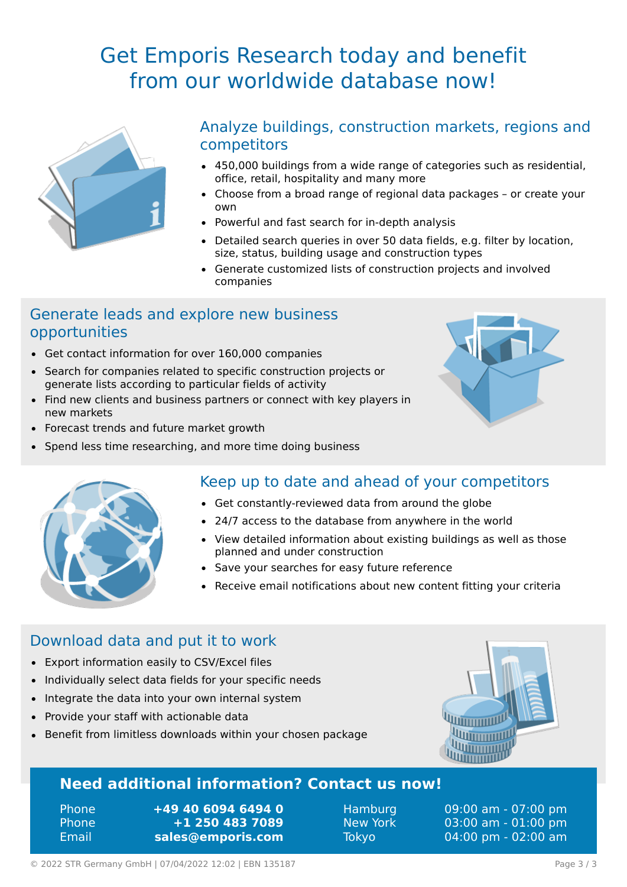# Get Emporis Research today and benefit from our worldwide database now!

## Analyze buildings, construction markets, regions and competitors

- 450,000 buildings from a wide range of categories such as residential, office, retail, hospitality and many more
- Choose from a broad range of regional data packages – or create your own
- Powerful and fast search for in-depth analysis
- Detailed search queries in over 50 data fields, e.g. filter by location, size, status, building usage and construction types
- Generate customized lists of construction projects and involved companies

## Generate leads and explore new business opportunities

- Get contact information for over 160,000 companies
- Search for companies related to specific construction projects or generate lists according to particular fields of activity
- Find new clients and business partners or connect with key players in new markets
- Forecast trends and future market growth
- Spend less time researching, and more time doing business

## Keep up to date and ahead of your competitors

- Get constantly-reviewed data from around the globe
- 24/7 access to the database from anywhere in the world
- View detailed information about existing buildings as well as those planned and under construction
- Save your searches for easy future reference
- Receive email notifications about new content fitting your criteria

## Download data and put it to work

- Export information easily to CSV/Excel files
- Individually select data fields for your specific needs
- Integrate the data into your own internal system
- Provide your staff with actionable data
- Benefit from limitless downloads within your chosen package

### Need additional information? Contact us now!

| | | | |
|---|---|---|---|
| Phone | **+49 40 6094 6494 0** | Hamburg | 09:00 am - 07:00 pm |
| Phone | **+1 250 483 7089** | New York | 03:00 am - 01:00 pm |
| Email | **sales@emporis.com** | Tokyo | 04:00 pm - 02:00 am |

© 2022 STR Germany GmbH | 07/04/2022 12:02 | EBN 135187